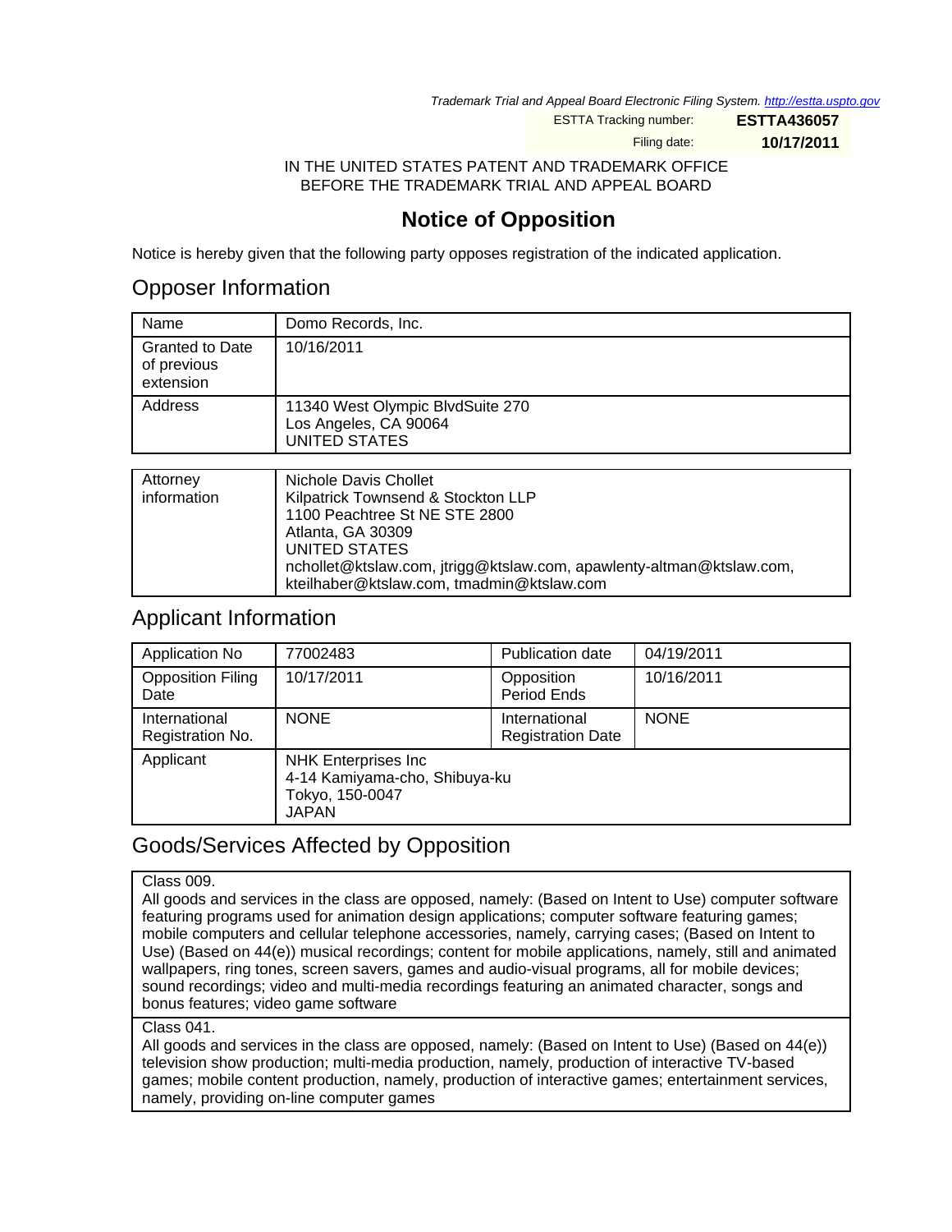*Trademark Trial and Appeal Board Electronic Filing System. http://estta.uspto.gov*

| | |
|---|---|
| ESTTA Tracking number: | **ESTTA436057** |
| Filing date: | **10/17/2011** |

IN THE UNITED STATES PATENT AND TRADEMARK OFFICE
BEFORE THE TRADEMARK TRIAL AND APPEAL BOARD

# Notice of Opposition

Notice is hereby given that the following party opposes registration of the indicated application.

## Opposer Information

| | |
|---|---|
| Name | Domo Records, Inc. |
| Granted to Date of previous extension | 10/16/2011 |
| Address | 11340 West Olympic BlvdSuite 270<br>Los Angeles, CA 90064<br>UNITED STATES |

| | |
|---|---|
| Attorney information | Nichole Davis Chollet<br>Kilpatrick Townsend & Stockton LLP<br>1100 Peachtree St NE STE 2800<br>Atlanta, GA 30309<br>UNITED STATES<br>nchollet@ktslaw.com, jtrigg@ktslaw.com, apawlenty-altman@ktslaw.com, kteilhaber@ktslaw.com, tmadmin@ktslaw.com |

## Applicant Information

| | | | |
|---|---|---|---|
| Application No | 77002483 | Publication date | 04/19/2011 |
| Opposition Filing Date | 10/17/2011 | Opposition Period Ends | 10/16/2011 |
| International Registration No. | NONE | International Registration Date | NONE |
| Applicant | NHK Enterprises Inc<br>4-14 Kamiyama-cho, Shibuya-ku<br>Tokyo, 150-0047<br>JAPAN | | |

## Goods/Services Affected by Opposition

| |
|---|
| Class 009.<br>All goods and services in the class are opposed, namely: (Based on Intent to Use) computer software featuring programs used for animation design applications; computer software featuring games; mobile computers and cellular telephone accessories, namely, carrying cases; (Based on Intent to Use) (Based on 44(e)) musical recordings; content for mobile applications, namely, still and animated wallpapers, ring tones, screen savers, games and audio-visual programs, all for mobile devices; sound recordings; video and multi-media recordings featuring an animated character, songs and bonus features; video game software |
| Class 041.<br>All goods and services in the class are opposed, namely: (Based on Intent to Use) (Based on 44(e)) television show production; multi-media production, namely, production of interactive TV-based games; mobile content production, namely, production of interactive games; entertainment services, namely, providing on-line computer games |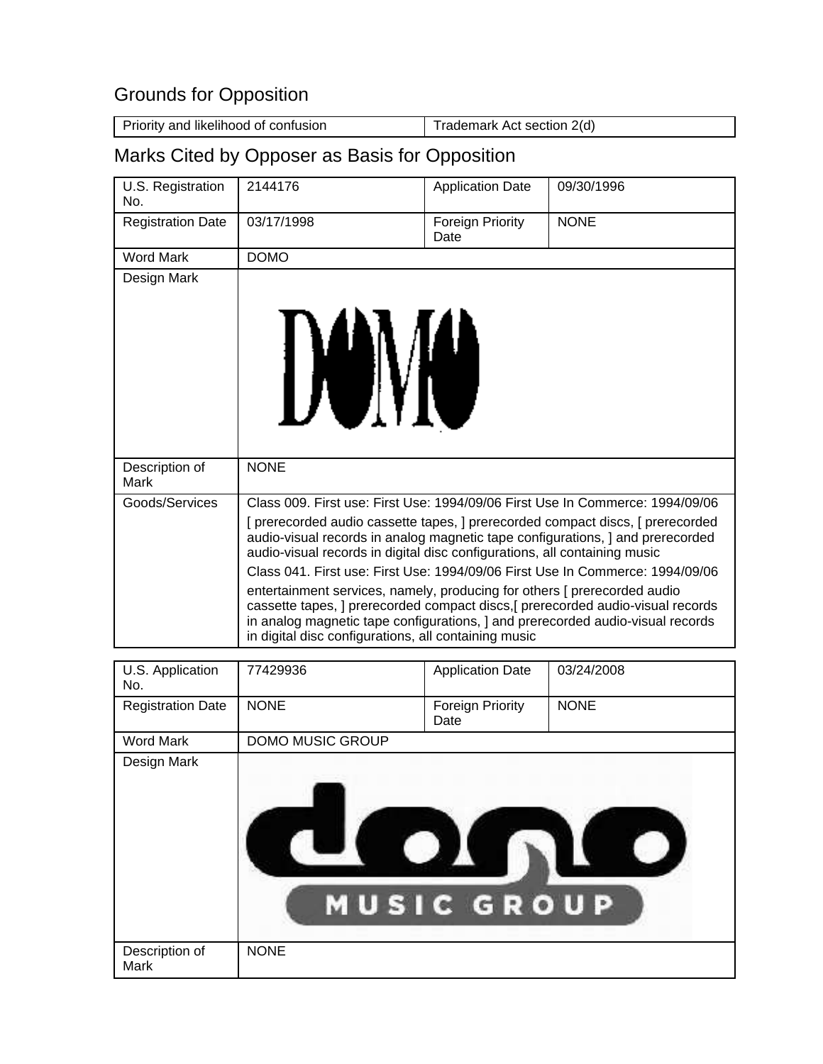## Grounds for Opposition

| Priority and likelihood of confusion | Trademark Act section 2(d) |
|---|---|

## Marks Cited by Opposer as Basis for Opposition

| U.S. Registration No. | 2144176 | Application Date | 09/30/1996 |
|---|---|---|---|
| Registration Date | 03/17/1998 | Foreign Priority Date | NONE |
| Word Mark | DOMO | | |
| Design Mark | | | |
| Description of Mark | NONE | | |
| Goods/Services | Class 009. First use: First Use: 1994/09/06 First Use In Commerce: 1994/09/06<br>[ prerecorded audio cassette tapes, ] prerecorded compact discs, [ prerecorded audio-visual records in analog magnetic tape configurations, ] and prerecorded audio-visual records in digital disc configurations, all containing music<br>Class 041. First use: First Use: 1994/09/06 First Use In Commerce: 1994/09/06<br>entertainment services, namely, producing for others [ prerecorded audio cassette tapes, ] prerecorded compact discs,[ prerecorded audio-visual records in analog magnetic tape configurations, ] and prerecorded audio-visual records in digital disc configurations, all containing music | | |

| U.S. Application No. | 77429936 | Application Date | 03/24/2008 |
|---|---|---|---|
| Registration Date | NONE | Foreign Priority Date | NONE |
| Word Mark | DOMO MUSIC GROUP | | |
| Design Mark | | | |
| Description of Mark | NONE | | |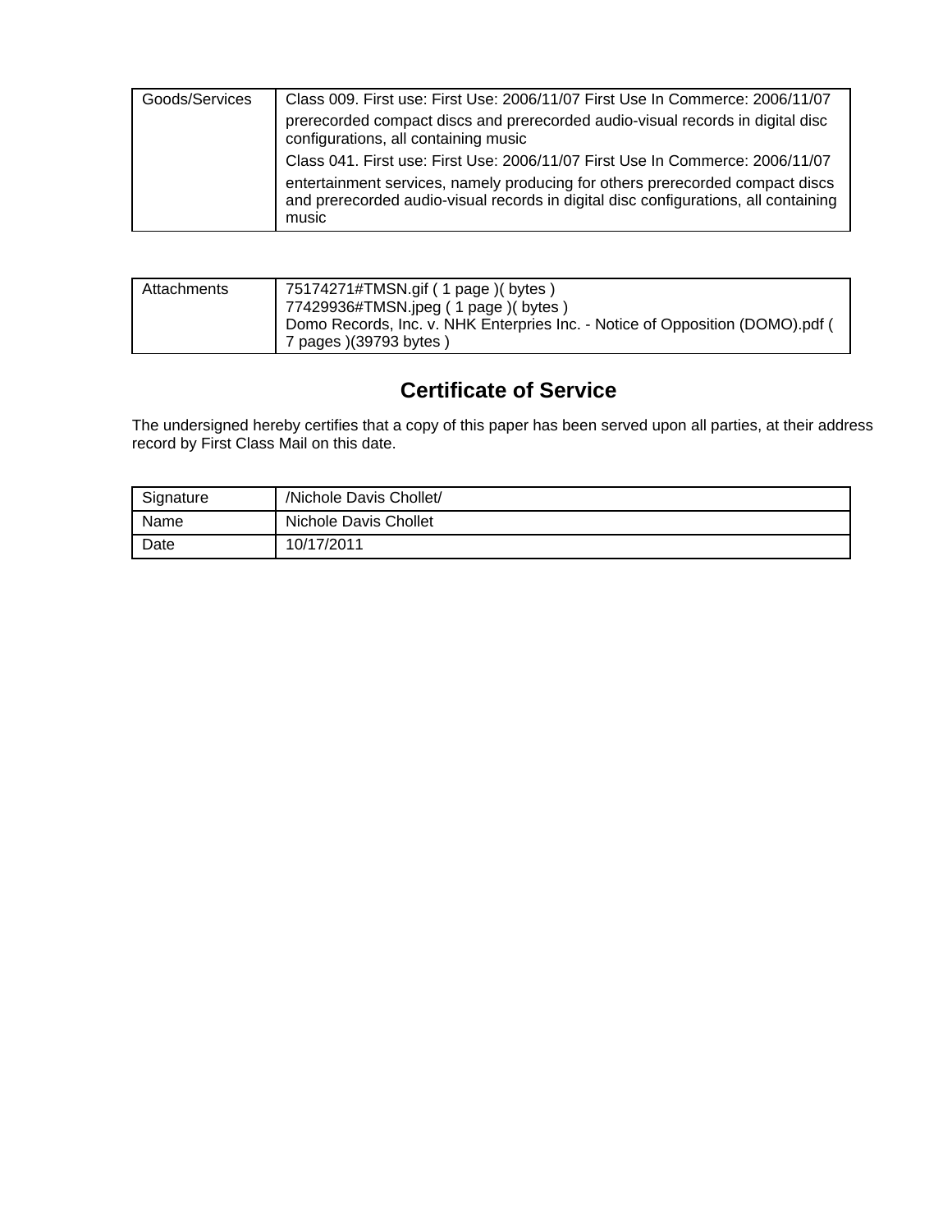| Goods/Services | Class 009. First use: First Use: 2006/11/07 First Use In Commerce: 2006/11/07<br>prerecorded compact discs and prerecorded audio-visual records in digital disc configurations, all containing music<br>Class 041. First use: First Use: 2006/11/07 First Use In Commerce: 2006/11/07<br>entertainment services, namely producing for others prerecorded compact discs and prerecorded audio-visual records in digital disc configurations, all containing music |
|---|---|

| Attachments | 75174271#TMSN.gif ( 1 page )( bytes )<br>77429936#TMSN.jpeg ( 1 page )( bytes )<br>Domo Records, Inc. v. NHK Enterpries Inc. - Notice of Opposition (DOMO).pdf ( 7 pages )(39793 bytes ) |
|---|---|

## Certificate of Service

The undersigned hereby certifies that a copy of this paper has been served upon all parties, at their address record by First Class Mail on this date.

| Signature | /Nichole Davis Chollet/ |
|---|---|
| Name | Nichole Davis Chollet |
| Date | 10/17/2011 |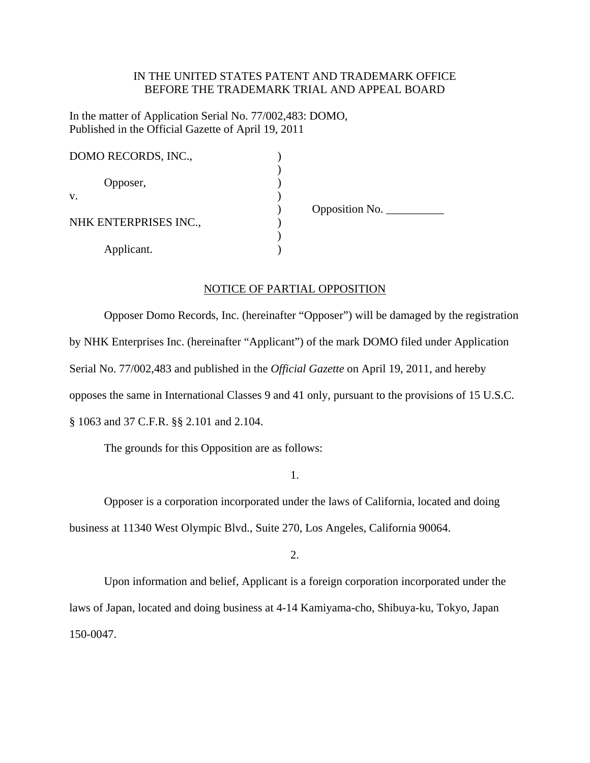IN THE UNITED STATES PATENT AND TRADEMARK OFFICE
BEFORE THE TRADEMARK TRIAL AND APPEAL BOARD

In the matter of Application Serial No. 77/002,483: DOMO,
Published in the Official Gazette of April 19, 2011

| | | |
|---|---|---|
| DOMO RECORDS, INC., | ) | |
| | ) | |
| Opposer, | ) | |
| v. | ) | |
| | ) | Opposition No. __________ |
| NHK ENTERPRISES INC., | ) | |
| | ) | |
| Applicant. | ) | |

## NOTICE OF PARTIAL OPPOSITION

Opposer Domo Records, Inc. (hereinafter "Opposer") will be damaged by the registration by NHK Enterprises Inc. (hereinafter "Applicant") of the mark DOMO filed under Application Serial No. 77/002,483 and published in the *Official Gazette* on April 19, 2011, and hereby opposes the same in International Classes 9 and 41 only, pursuant to the provisions of 15 U.S.C. § 1063 and 37 C.F.R. §§ 2.101 and 2.104.

The grounds for this Opposition are as follows:

1.

Opposer is a corporation incorporated under the laws of California, located and doing business at 11340 West Olympic Blvd., Suite 270, Los Angeles, California 90064.

2.

Upon information and belief, Applicant is a foreign corporation incorporated under the laws of Japan, located and doing business at 4-14 Kamiyama-cho, Shibuya-ku, Tokyo, Japan 150-0047.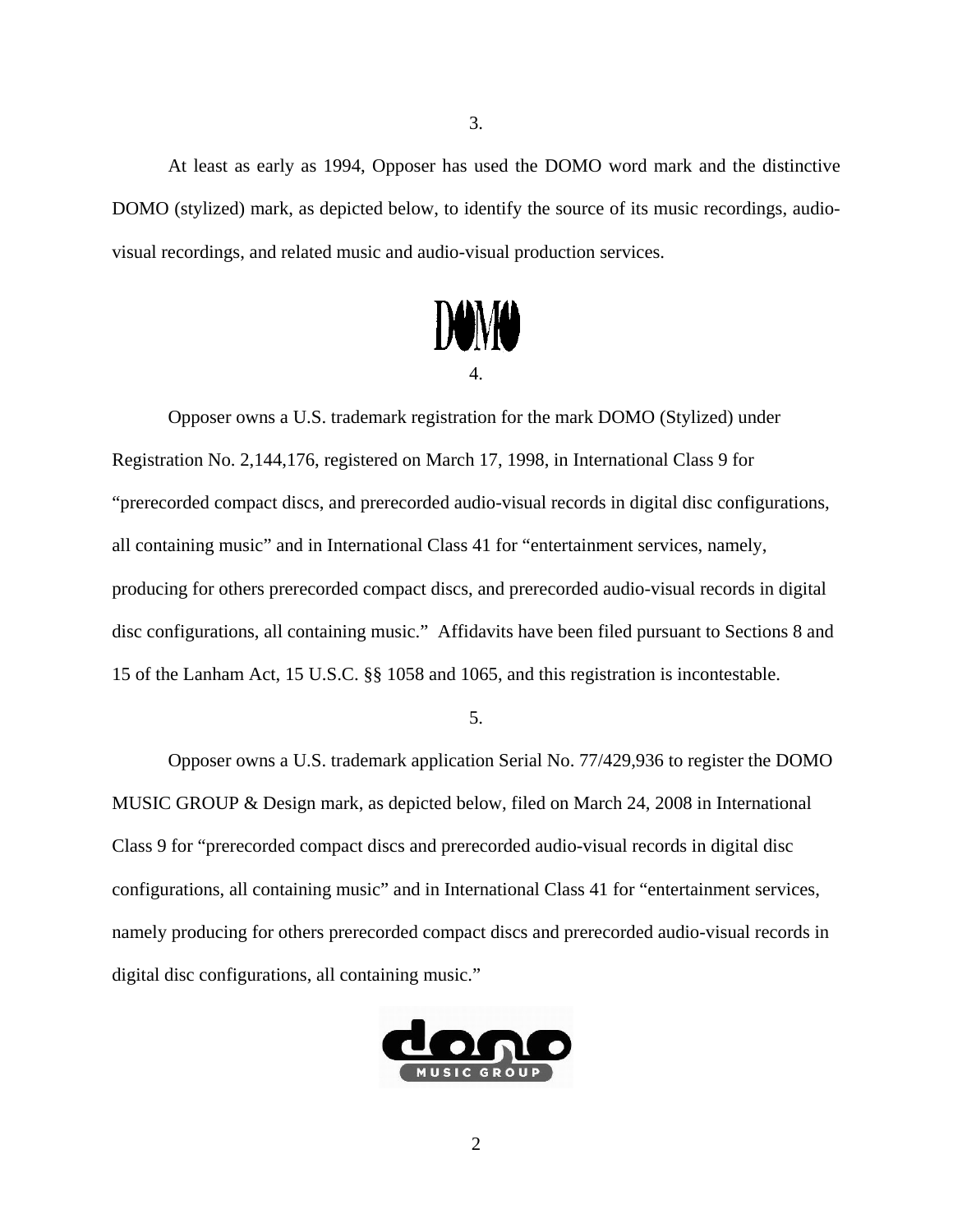3.

At least as early as 1994, Opposer has used the DOMO word mark and the distinctive DOMO (stylized) mark, as depicted below, to identify the source of its music recordings, audio-visual recordings, and related music and audio-visual production services.

4.

Opposer owns a U.S. trademark registration for the mark DOMO (Stylized) under Registration No. 2,144,176, registered on March 17, 1998, in International Class 9 for "prerecorded compact discs, and prerecorded audio-visual records in digital disc configurations, all containing music" and in International Class 41 for "entertainment services, namely, producing for others prerecorded compact discs, and prerecorded audio-visual records in digital disc configurations, all containing music." Affidavits have been filed pursuant to Sections 8 and 15 of the Lanham Act, 15 U.S.C. §§ 1058 and 1065, and this registration is incontestable.

5.

Opposer owns a U.S. trademark application Serial No. 77/429,936 to register the DOMO MUSIC GROUP & Design mark, as depicted below, filed on March 24, 2008 in International Class 9 for "prerecorded compact discs and prerecorded audio-visual records in digital disc configurations, all containing music" and in International Class 41 for "entertainment services, namely producing for others prerecorded compact discs and prerecorded audio-visual records in digital disc configurations, all containing music."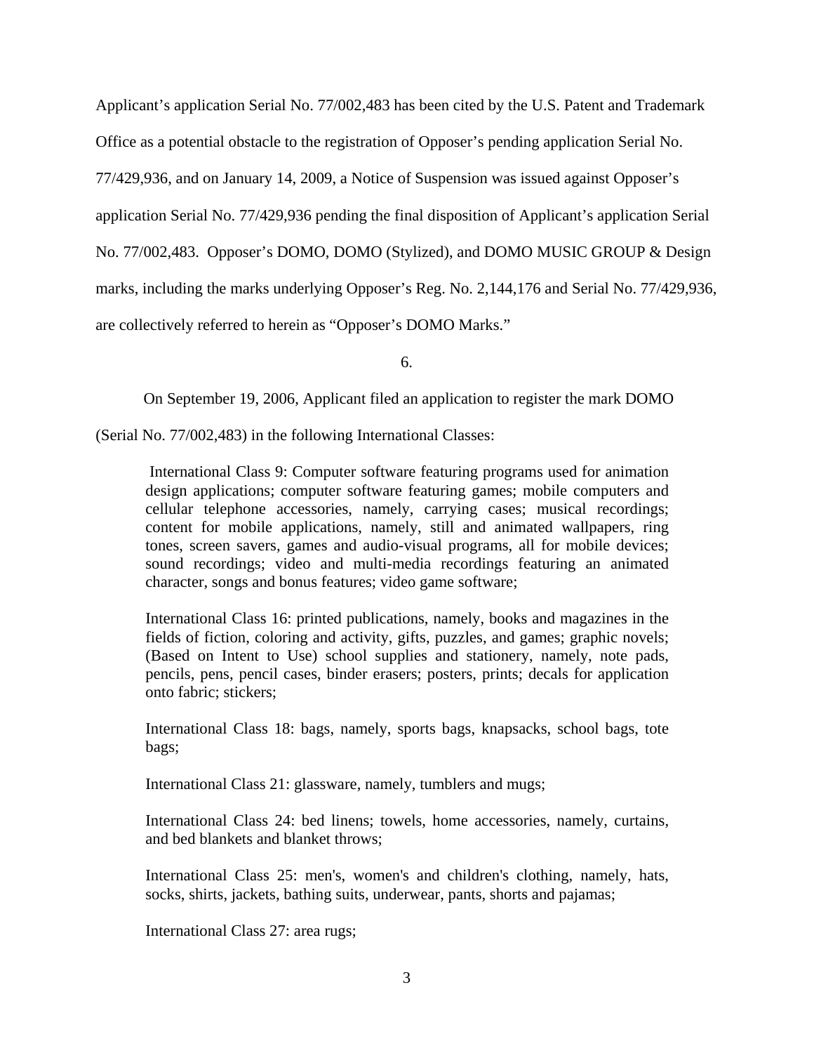Applicant's application Serial No. 77/002,483 has been cited by the U.S. Patent and Trademark Office as a potential obstacle to the registration of Opposer's pending application Serial No. 77/429,936, and on January 14, 2009, a Notice of Suspension was issued against Opposer's application Serial No. 77/429,936 pending the final disposition of Applicant's application Serial No. 77/002,483. Opposer's DOMO, DOMO (Stylized), and DOMO MUSIC GROUP & Design marks, including the marks underlying Opposer's Reg. No. 2,144,176 and Serial No. 77/429,936, are collectively referred to herein as "Opposer's DOMO Marks."

6.

On September 19, 2006, Applicant filed an application to register the mark DOMO (Serial No. 77/002,483) in the following International Classes:

> International Class 9: Computer software featuring programs used for animation design applications; computer software featuring games; mobile computers and cellular telephone accessories, namely, carrying cases; musical recordings; content for mobile applications, namely, still and animated wallpapers, ring tones, screen savers, games and audio-visual programs, all for mobile devices; sound recordings; video and multi-media recordings featuring an animated character, songs and bonus features; video game software;
>
> International Class 16: printed publications, namely, books and magazines in the fields of fiction, coloring and activity, gifts, puzzles, and games; graphic novels; (Based on Intent to Use) school supplies and stationery, namely, note pads, pencils, pens, pencil cases, binder erasers; posters, prints; decals for application onto fabric; stickers;
>
> International Class 18: bags, namely, sports bags, knapsacks, school bags, tote bags;
>
> International Class 21: glassware, namely, tumblers and mugs;
>
> International Class 24: bed linens; towels, home accessories, namely, curtains, and bed blankets and blanket throws;
>
> International Class 25: men's, women's and children's clothing, namely, hats, socks, shirts, jackets, bathing suits, underwear, pants, shorts and pajamas;
>
> International Class 27: area rugs;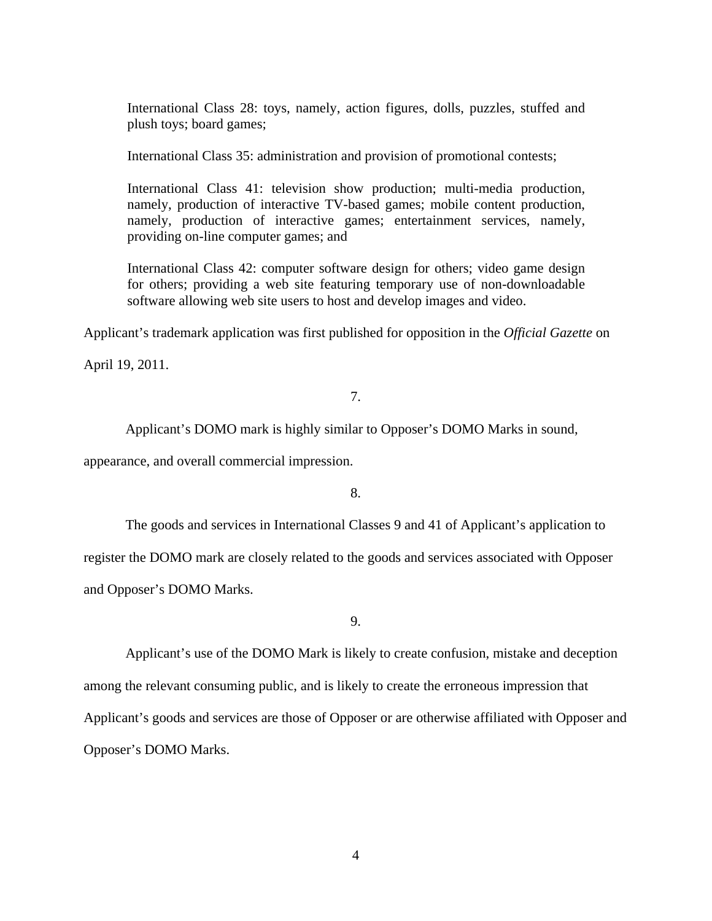> International Class 28: toys, namely, action figures, dolls, puzzles, stuffed and plush toys; board games;
>
> International Class 35: administration and provision of promotional contests;
>
> International Class 41: television show production; multi-media production, namely, production of interactive TV-based games; mobile content production, namely, production of interactive games; entertainment services, namely, providing on-line computer games; and
>
> International Class 42: computer software design for others; video game design for others; providing a web site featuring temporary use of non-downloadable software allowing web site users to host and develop images and video.

Applicant's trademark application was first published for opposition in the *Official Gazette* on April 19, 2011.

7.

Applicant's DOMO mark is highly similar to Opposer's DOMO Marks in sound, appearance, and overall commercial impression.

8.

The goods and services in International Classes 9 and 41 of Applicant's application to register the DOMO mark are closely related to the goods and services associated with Opposer and Opposer's DOMO Marks.

9.

Applicant's use of the DOMO Mark is likely to create confusion, mistake and deception among the relevant consuming public, and is likely to create the erroneous impression that Applicant's goods and services are those of Opposer or are otherwise affiliated with Opposer and Opposer's DOMO Marks.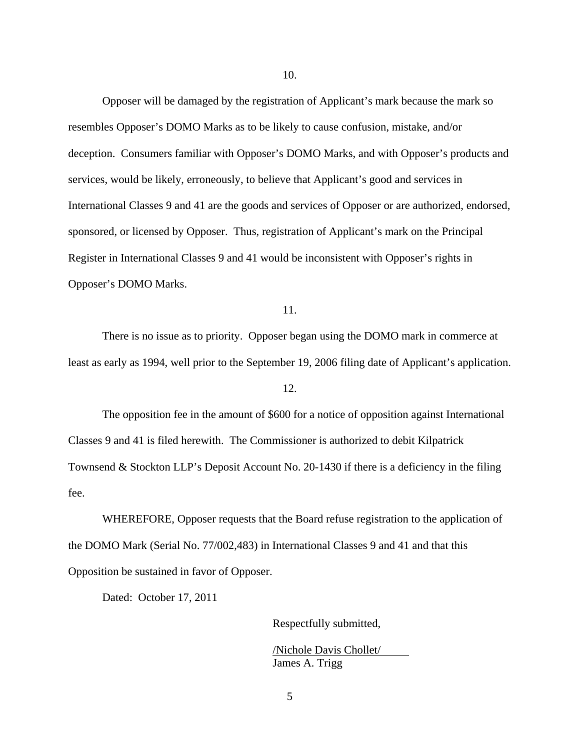10.

Opposer will be damaged by the registration of Applicant's mark because the mark so resembles Opposer's DOMO Marks as to be likely to cause confusion, mistake, and/or deception. Consumers familiar with Opposer's DOMO Marks, and with Opposer's products and services, would be likely, erroneously, to believe that Applicant's good and services in International Classes 9 and 41 are the goods and services of Opposer or are authorized, endorsed, sponsored, or licensed by Opposer. Thus, registration of Applicant's mark on the Principal Register in International Classes 9 and 41 would be inconsistent with Opposer's rights in Opposer's DOMO Marks.

11.

There is no issue as to priority. Opposer began using the DOMO mark in commerce at least as early as 1994, well prior to the September 19, 2006 filing date of Applicant's application.

12.

The opposition fee in the amount of $600 for a notice of opposition against International Classes 9 and 41 is filed herewith. The Commissioner is authorized to debit Kilpatrick Townsend & Stockton LLP's Deposit Account No. 20-1430 if there is a deficiency in the filing fee.

WHEREFORE, Opposer requests that the Board refuse registration to the application of the DOMO Mark (Serial No. 77/002,483) in International Classes 9 and 41 and that this Opposition be sustained in favor of Opposer.

Dated: October 17, 2011

Respectfully submitted,

/Nichole Davis Chollet/
James A. Trigg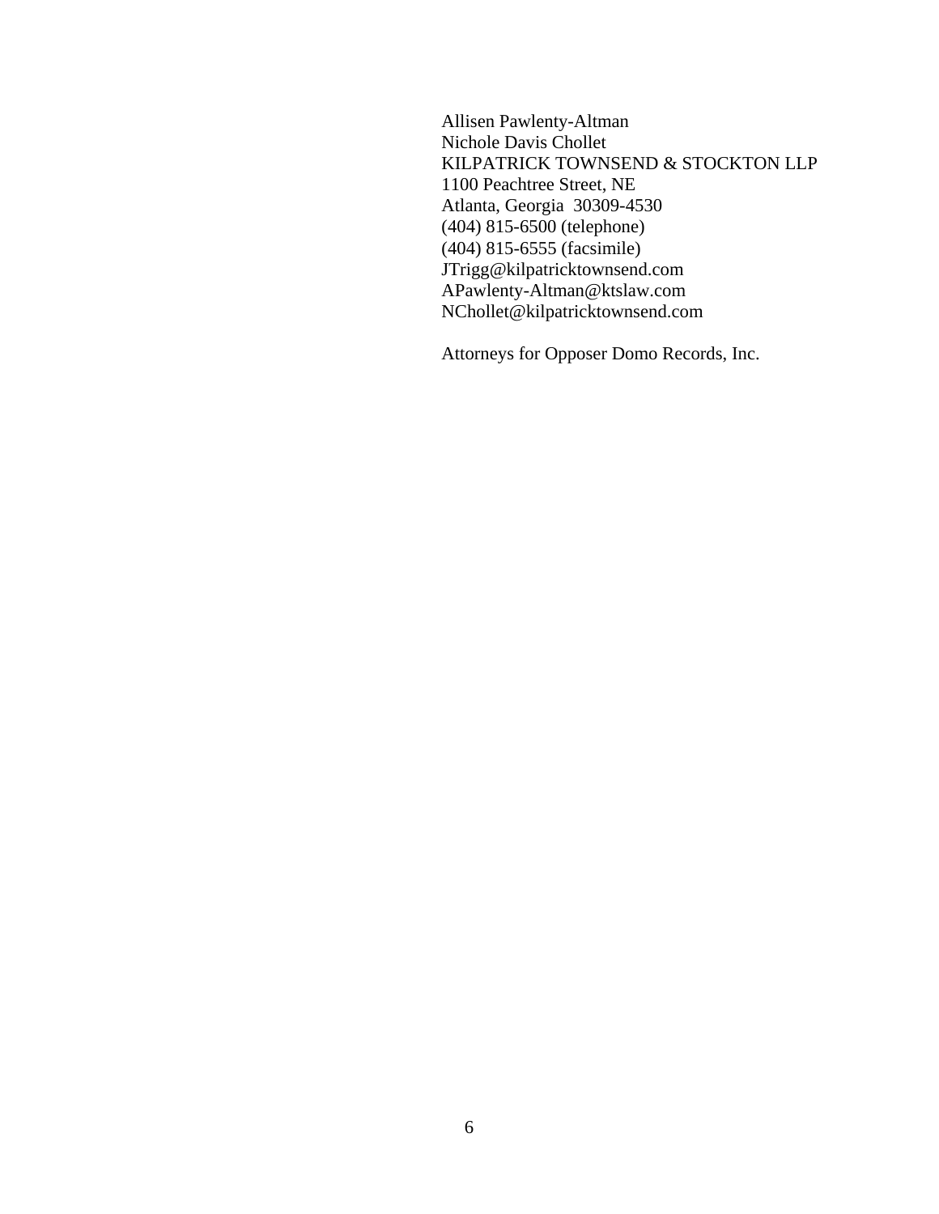Allisen Pawlenty-Altman
Nichole Davis Chollet
KILPATRICK TOWNSEND & STOCKTON LLP
1100 Peachtree Street, NE
Atlanta, Georgia  30309-4530
(404) 815-6500 (telephone)
(404) 815-6555 (facsimile)
JTrigg@kilpatricktownsend.com
APawlenty-Altman@ktslaw.com
NChollet@kilpatricktownsend.com

Attorneys for Opposer Domo Records, Inc.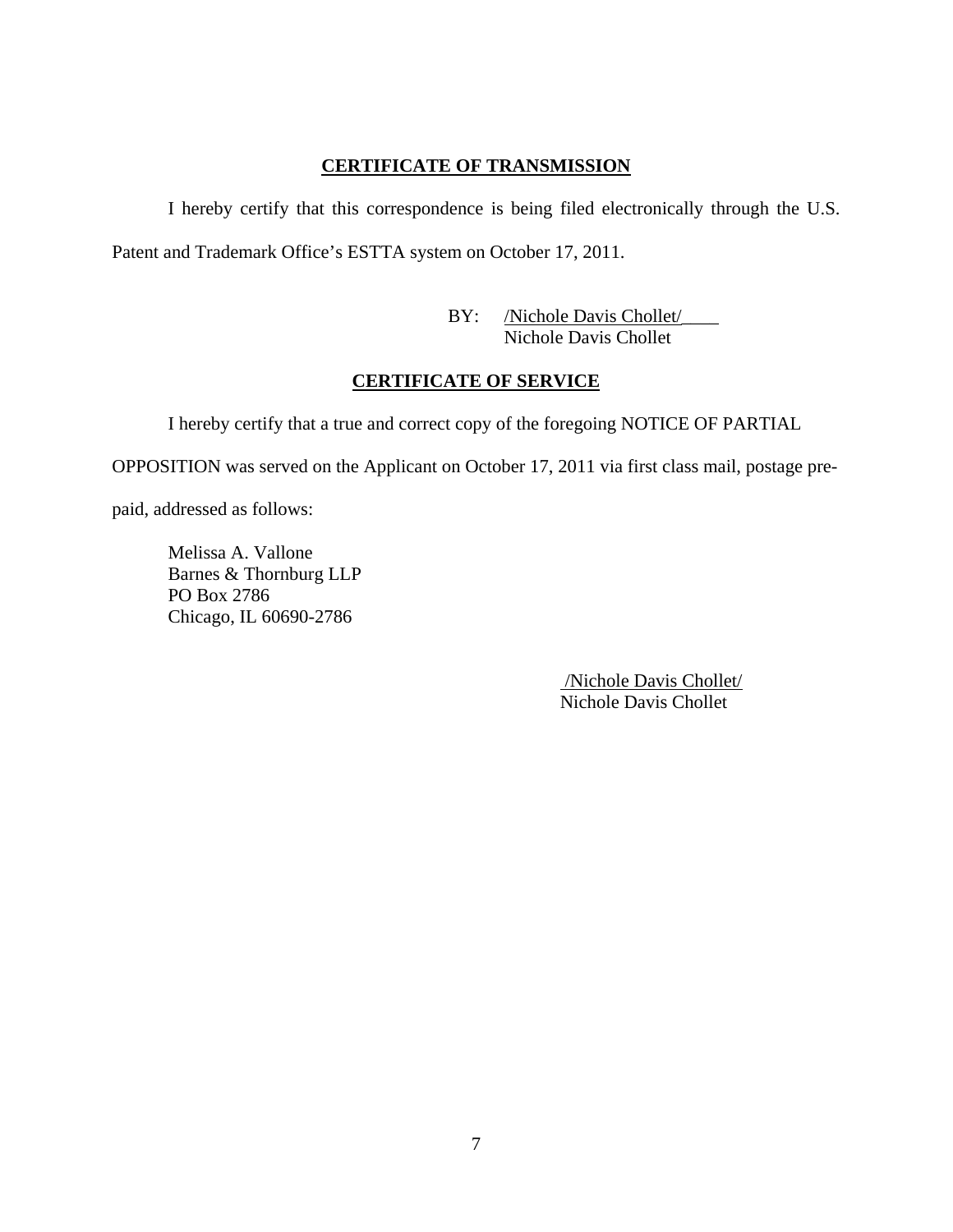## CERTIFICATE OF TRANSMISSION

I hereby certify that this correspondence is being filed electronically through the U.S. Patent and Trademark Office's ESTTA system on October 17, 2011.

BY: /Nichole Davis Chollet/
Nichole Davis Chollet

## CERTIFICATE OF SERVICE

I hereby certify that a true and correct copy of the foregoing NOTICE OF PARTIAL OPPOSITION was served on the Applicant on October 17, 2011 via first class mail, postage pre-paid, addressed as follows:

Melissa A. Vallone
Barnes & Thornburg LLP
PO Box 2786
Chicago, IL 60690-2786

/Nichole Davis Chollet/
Nichole Davis Chollet